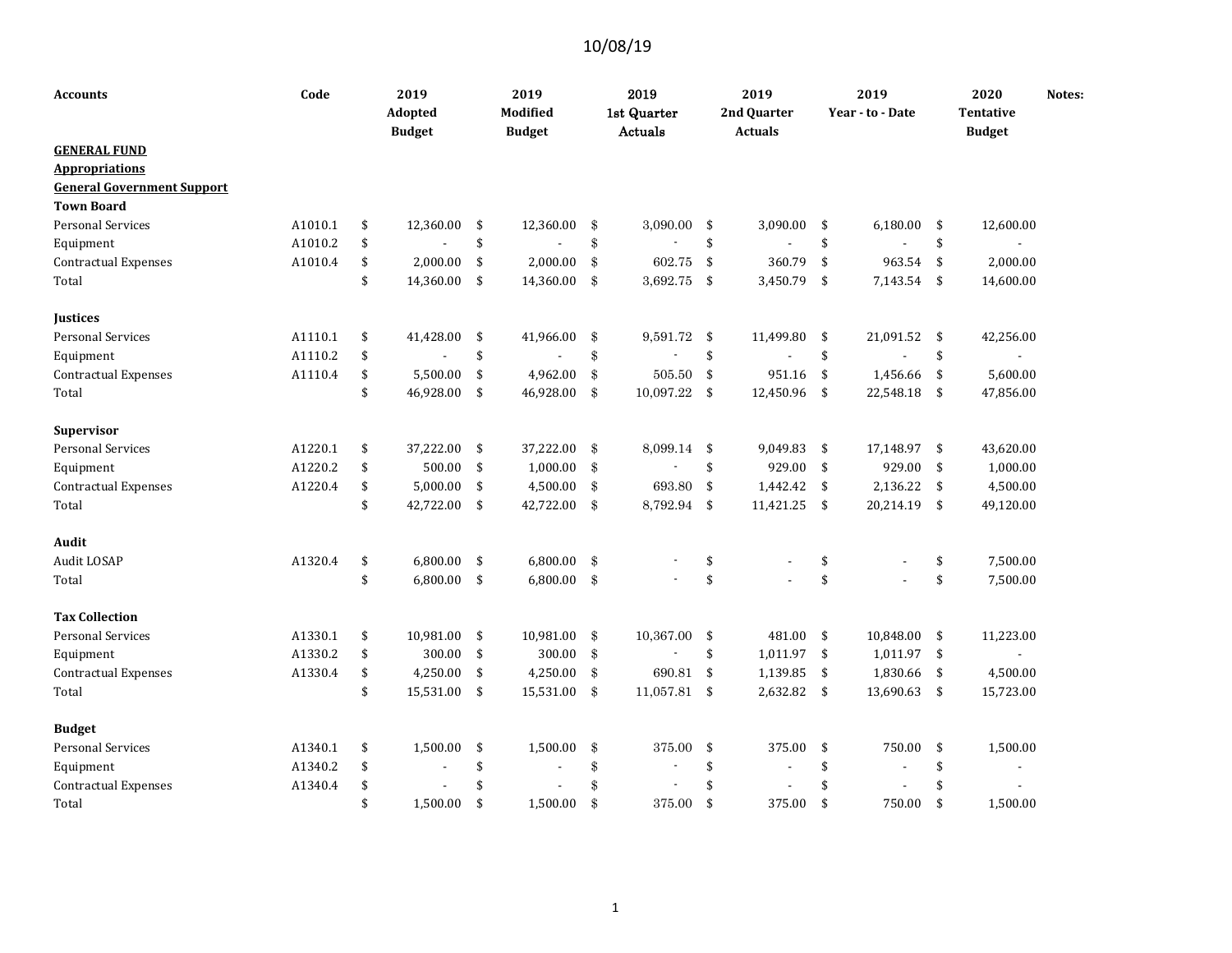10/08/19

| Accounts | Code | 2019 Adopted Budget | 2019 Modified Budget | 2019 1st Quarter Actuals | 2019 2nd Quarter Actuals | 2019 Year - to - Date | 2020 Tentative Budget | Notes: |
|---|---|---|---|---|---|---|---|---|
| **GENERAL FUND** | | | | | | | | |
| **Appropriations** | | | | | | | | |
| **General Government Support** | | | | | | | | |
| **Town Board** | | | | | | | | |
| Personal Services | A1010.1 | $ 12,360.00 | $ 12,360.00 | $ 3,090.00 | $ 3,090.00 | $ 6,180.00 | $ 12,600.00 | |
| Equipment | A1010.2 | $ - | $ - | $ - | $ - | $ - | $ - | |
| Contractual Expenses | A1010.4 | $ 2,000.00 | $ 2,000.00 | $ 602.75 | $ 360.79 | $ 963.54 | $ 2,000.00 | |
| Total | | $ 14,360.00 | $ 14,360.00 | $ 3,692.75 | $ 3,450.79 | $ 7,143.54 | $ 14,600.00 | |
| | | | | | | | | |
| **Justices** | | | | | | | | |
| Personal Services | A1110.1 | $ 41,428.00 | $ 41,966.00 | $ 9,591.72 | $ 11,499.80 | $ 21,091.52 | $ 42,256.00 | |
| Equipment | A1110.2 | $ - | $ - | $ - | $ - | $ - | $ - | |
| Contractual Expenses | A1110.4 | $ 5,500.00 | $ 4,962.00 | $ 505.50 | $ 951.16 | $ 1,456.66 | $ 5,600.00 | |
| Total | | $ 46,928.00 | $ 46,928.00 | $ 10,097.22 | $ 12,450.96 | $ 22,548.18 | $ 47,856.00 | |
| | | | | | | | | |
| **Supervisor** | | | | | | | | |
| Personal Services | A1220.1 | $ 37,222.00 | $ 37,222.00 | $ 8,099.14 | $ 9,049.83 | $ 17,148.97 | $ 43,620.00 | |
| Equipment | A1220.2 | $ 500.00 | $ 1,000.00 | $ - | $ 929.00 | $ 929.00 | $ 1,000.00 | |
| Contractual Expenses | A1220.4 | $ 5,000.00 | $ 4,500.00 | $ 693.80 | $ 1,442.42 | $ 2,136.22 | $ 4,500.00 | |
| Total | | $ 42,722.00 | $ 42,722.00 | $ 8,792.94 | $ 11,421.25 | $ 20,214.19 | $ 49,120.00 | |
| | | | | | | | | |
| **Audit** | | | | | | | | |
| Audit LOSAP | A1320.4 | $ 6,800.00 | $ 6,800.00 | $ - | $ - | $ - | $ 7,500.00 | |
| Total | | $ 6,800.00 | $ 6,800.00 | $ - | $ - | $ - | $ 7,500.00 | |
| | | | | | | | | |
| **Tax Collection** | | | | | | | | |
| Personal Services | A1330.1 | $ 10,981.00 | $ 10,981.00 | $ 10,367.00 | $ 481.00 | $ 10,848.00 | $ 11,223.00 | |
| Equipment | A1330.2 | $ 300.00 | $ 300.00 | $ - | $ 1,011.97 | $ 1,011.97 | $ - | |
| Contractual Expenses | A1330.4 | $ 4,250.00 | $ 4,250.00 | $ 690.81 | $ 1,139.85 | $ 1,830.66 | $ 4,500.00 | |
| Total | | $ 15,531.00 | $ 15,531.00 | $ 11,057.81 | $ 2,632.82 | $ 13,690.63 | $ 15,723.00 | |
| | | | | | | | | |
| **Budget** | | | | | | | | |
| Personal Services | A1340.1 | $ 1,500.00 | $ 1,500.00 | $ 375.00 | $ 375.00 | $ 750.00 | $ 1,500.00 | |
| Equipment | A1340.2 | $ - | $ - | $ - | $ - | $ - | $ - | |
| Contractual Expenses | A1340.4 | $ - | $ - | $ - | $ - | $ - | $ - | |
| Total | | $ 1,500.00 | $ 1,500.00 | $ 375.00 | $ 375.00 | $ 750.00 | $ 1,500.00 | |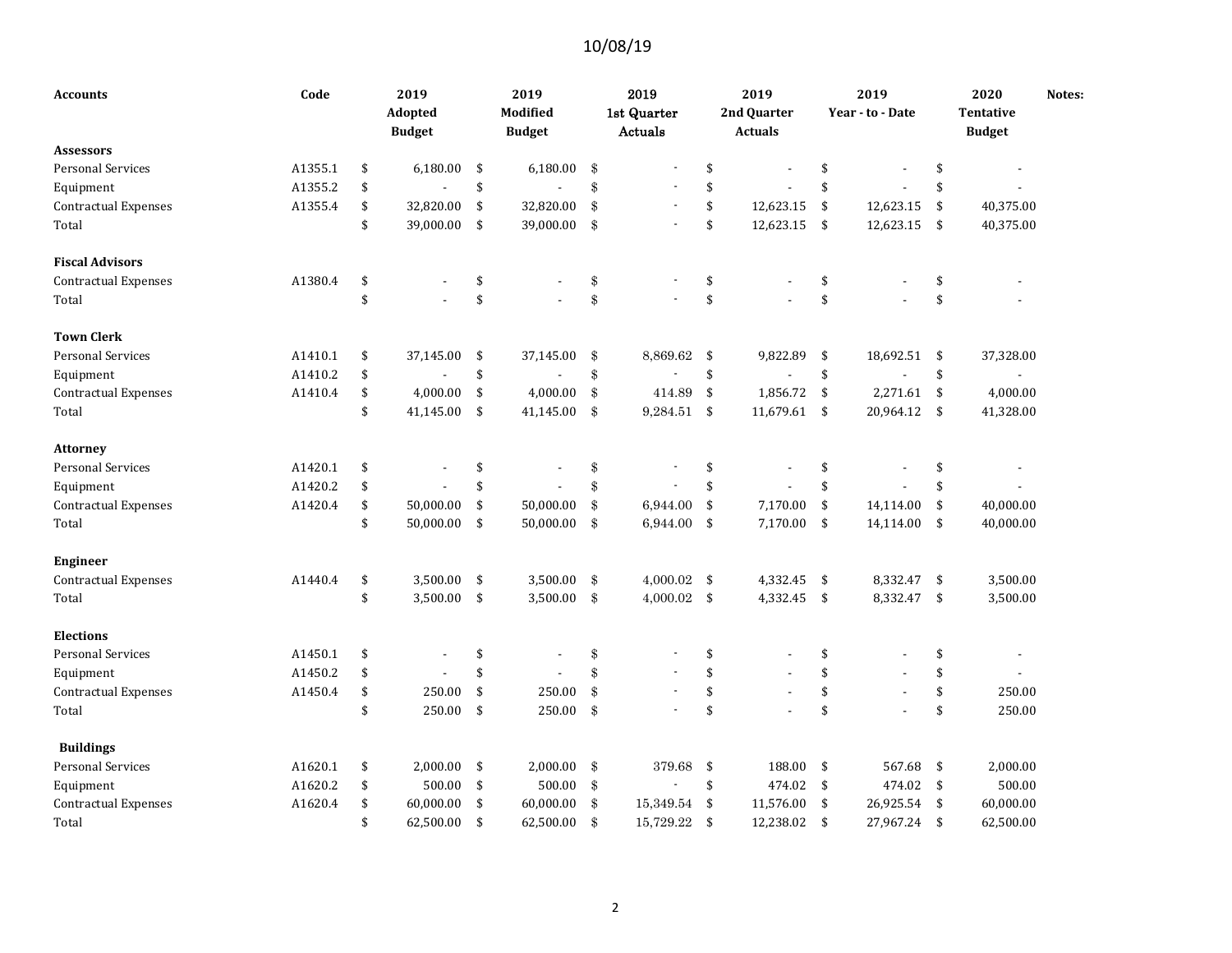10/08/19

| Accounts | Code | 2019 Adopted Budget | 2019 Modified Budget | 2019 1st Quarter Actuals | 2019 2nd Quarter Actuals | 2019 Year - to - Date | 2020 Tentative Budget | Notes: |
|---|---|---|---|---|---|---|---|---|
| **Assessors** | | | | | | | | |
| Personal Services | A1355.1 | $ 6,180.00 | $ 6,180.00 | $ - | $ - | $ - | $ - | |
| Equipment | A1355.2 | $ - | $ - | $ - | $ - | $ - | $ - | |
| Contractual Expenses | A1355.4 | $ 32,820.00 | $ 32,820.00 | $ - | $ 12,623.15 | $ 12,623.15 | $ 40,375.00 | |
| Total | | $ 39,000.00 | $ 39,000.00 | $ - | $ 12,623.15 | $ 12,623.15 | $ 40,375.00 | |
| | | | | | | | | |
| **Fiscal Advisors** | | | | | | | | |
| Contractual Expenses | A1380.4 | $ - | $ - | $ - | $ - | $ - | $ - | |
| Total | | $ - | $ - | $ - | $ - | $ - | $ - | |
| | | | | | | | | |
| **Town Clerk** | | | | | | | | |
| Personal Services | A1410.1 | $ 37,145.00 | $ 37,145.00 | $ 8,869.62 | $ 9,822.89 | $ 18,692.51 | $ 37,328.00 | |
| Equipment | A1410.2 | $ - | $ - | $ - | $ - | $ - | $ - | |
| Contractual Expenses | A1410.4 | $ 4,000.00 | $ 4,000.00 | $ 414.89 | $ 1,856.72 | $ 2,271.61 | $ 4,000.00 | |
| Total | | $ 41,145.00 | $ 41,145.00 | $ 9,284.51 | $ 11,679.61 | $ 20,964.12 | $ 41,328.00 | |
| | | | | | | | | |
| **Attorney** | | | | | | | | |
| Personal Services | A1420.1 | $ - | $ - | $ - | $ - | $ - | $ - | |
| Equipment | A1420.2 | $ - | $ - | $ - | $ - | $ - | $ - | |
| Contractual Expenses | A1420.4 | $ 50,000.00 | $ 50,000.00 | $ 6,944.00 | $ 7,170.00 | $ 14,114.00 | $ 40,000.00 | |
| Total | | $ 50,000.00 | $ 50,000.00 | $ 6,944.00 | $ 7,170.00 | $ 14,114.00 | $ 40,000.00 | |
| | | | | | | | | |
| **Engineer** | | | | | | | | |
| Contractual Expenses | A1440.4 | $ 3,500.00 | $ 3,500.00 | $ 4,000.02 | $ 4,332.45 | $ 8,332.47 | $ 3,500.00 | |
| Total | | $ 3,500.00 | $ 3,500.00 | $ 4,000.02 | $ 4,332.45 | $ 8,332.47 | $ 3,500.00 | |
| | | | | | | | | |
| **Elections** | | | | | | | | |
| Personal Services | A1450.1 | $ - | $ - | $ - | $ - | $ - | $ - | |
| Equipment | A1450.2 | $ - | $ - | $ - | $ - | $ - | $ - | |
| Contractual Expenses | A1450.4 | $ 250.00 | $ 250.00 | $ - | $ - | $ - | $ 250.00 | |
| Total | | $ 250.00 | $ 250.00 | $ - | $ - | $ - | $ 250.00 | |
| | | | | | | | | |
| **Buildings** | | | | | | | | |
| Personal Services | A1620.1 | $ 2,000.00 | $ 2,000.00 | $ 379.68 | $ 188.00 | $ 567.68 | $ 2,000.00 | |
| Equipment | A1620.2 | $ 500.00 | $ 500.00 | $ - | $ 474.02 | $ 474.02 | $ 500.00 | |
| Contractual Expenses | A1620.4 | $ 60,000.00 | $ 60,000.00 | $ 15,349.54 | $ 11,576.00 | $ 26,925.54 | $ 60,000.00 | |
| Total | | $ 62,500.00 | $ 62,500.00 | $ 15,729.22 | $ 12,238.02 | $ 27,967.24 | $ 62,500.00 | |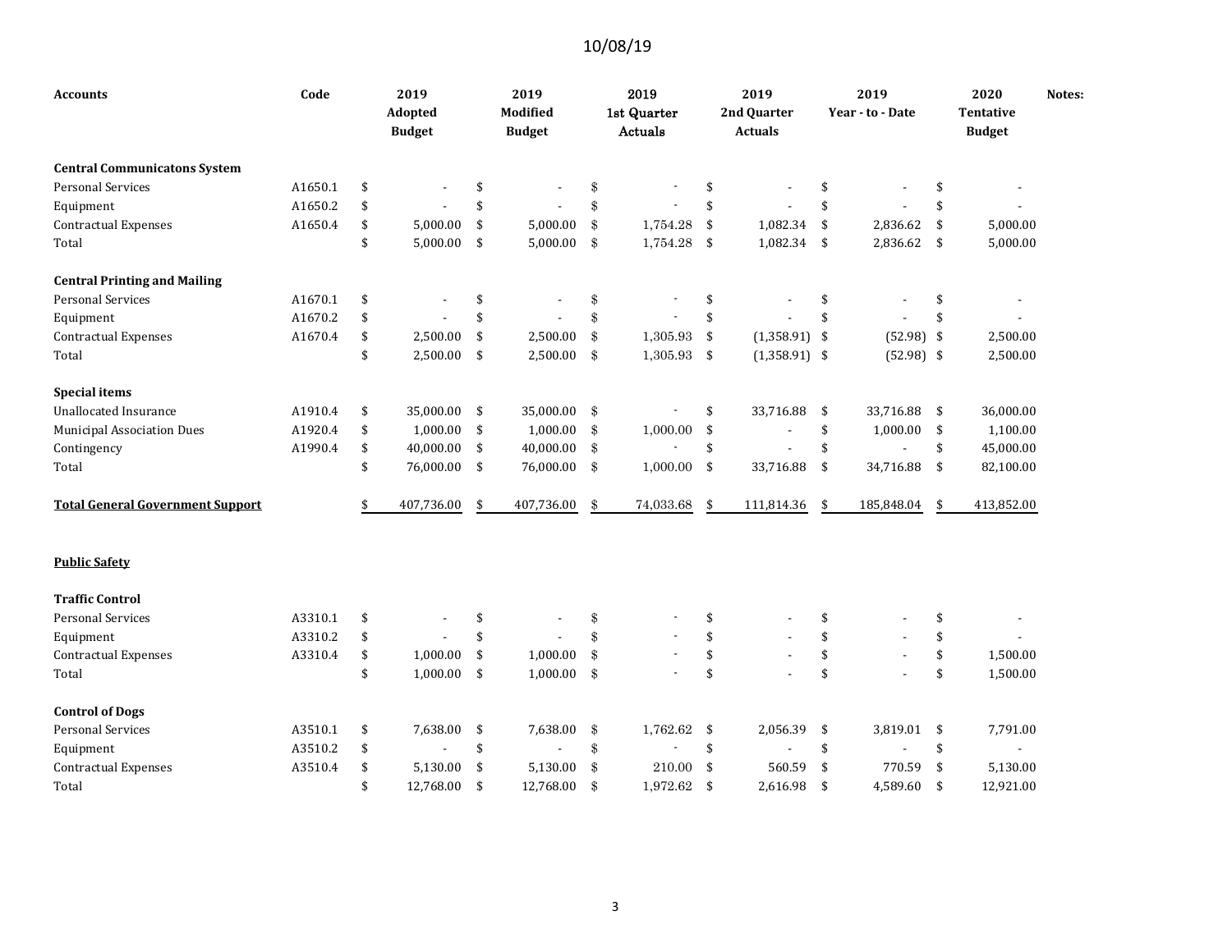10/08/19

| Accounts | Code | 2019 Adopted Budget | 2019 Modified Budget | 2019 1st Quarter Actuals | 2019 2nd Quarter Actuals | 2019 Year - to - Date | 2020 Tentative Budget | Notes: |
|---|---|---|---|---|---|---|---|---|
| **Central Communicatons System** | | | | | | | | |
| Personal Services | A1650.1 | $ - | $ - | $ - | $ - | $ - | $ - | |
| Equipment | A1650.2 | $ - | $ - | $ - | $ - | $ - | $ - | |
| Contractual Expenses | A1650.4 | $ 5,000.00 | $ 5,000.00 | $ 1,754.28 | $ 1,082.34 | $ 2,836.62 | $ 5,000.00 | |
| Total | | $ 5,000.00 | $ 5,000.00 | $ 1,754.28 | $ 1,082.34 | $ 2,836.62 | $ 5,000.00 | |
| **Central Printing and Mailing** | | | | | | | | |
| Personal Services | A1670.1 | $ - | $ - | $ - | $ - | $ - | $ - | |
| Equipment | A1670.2 | $ - | $ - | $ - | $ - | $ - | $ - | |
| Contractual Expenses | A1670.4 | $ 2,500.00 | $ 2,500.00 | $ 1,305.93 | $ (1,358.91) | $ (52.98) | $ 2,500.00 | |
| Total | | $ 2,500.00 | $ 2,500.00 | $ 1,305.93 | $ (1,358.91) | $ (52.98) | $ 2,500.00 | |
| **Special items** | | | | | | | | |
| Unallocated Insurance | A1910.4 | $ 35,000.00 | $ 35,000.00 | $ - | $ 33,716.88 | $ 33,716.88 | $ 36,000.00 | |
| Municipal Association Dues | A1920.4 | $ 1,000.00 | $ 1,000.00 | $ 1,000.00 | $ - | $ 1,000.00 | $ 1,100.00 | |
| Contingency | A1990.4 | $ 40,000.00 | $ 40,000.00 | $ - | $ - | $ - | $ 45,000.00 | |
| Total | | $ 76,000.00 | $ 76,000.00 | $ 1,000.00 | $ 33,716.88 | $ 34,716.88 | $ 82,100.00 | |
| **Total General Government Support** | | $ 407,736.00 | $ 407,736.00 | $ 74,033.68 | $ 111,814.36 | $ 185,848.04 | $ 413,852.00 | |
| **Public Safety** | | | | | | | | |
| **Traffic Control** | | | | | | | | |
| Personal Services | A3310.1 | $ - | $ - | $ - | $ - | $ - | $ - | |
| Equipment | A3310.2 | $ - | $ - | $ - | $ - | $ - | $ - | |
| Contractual Expenses | A3310.4 | $ 1,000.00 | $ 1,000.00 | $ - | $ - | $ - | $ 1,500.00 | |
| Total | | $ 1,000.00 | $ 1,000.00 | $ - | $ - | $ - | $ 1,500.00 | |
| **Control of Dogs** | | | | | | | | |
| Personal Services | A3510.1 | $ 7,638.00 | $ 7,638.00 | $ 1,762.62 | $ 2,056.39 | $ 3,819.01 | $ 7,791.00 | |
| Equipment | A3510.2 | $ - | $ - | $ - | $ - | $ - | $ - | |
| Contractual Expenses | A3510.4 | $ 5,130.00 | $ 5,130.00 | $ 210.00 | $ 560.59 | $ 770.59 | $ 5,130.00 | |
| Total | | $ 12,768.00 | $ 12,768.00 | $ 1,972.62 | $ 2,616.98 | $ 4,589.60 | $ 12,921.00 | |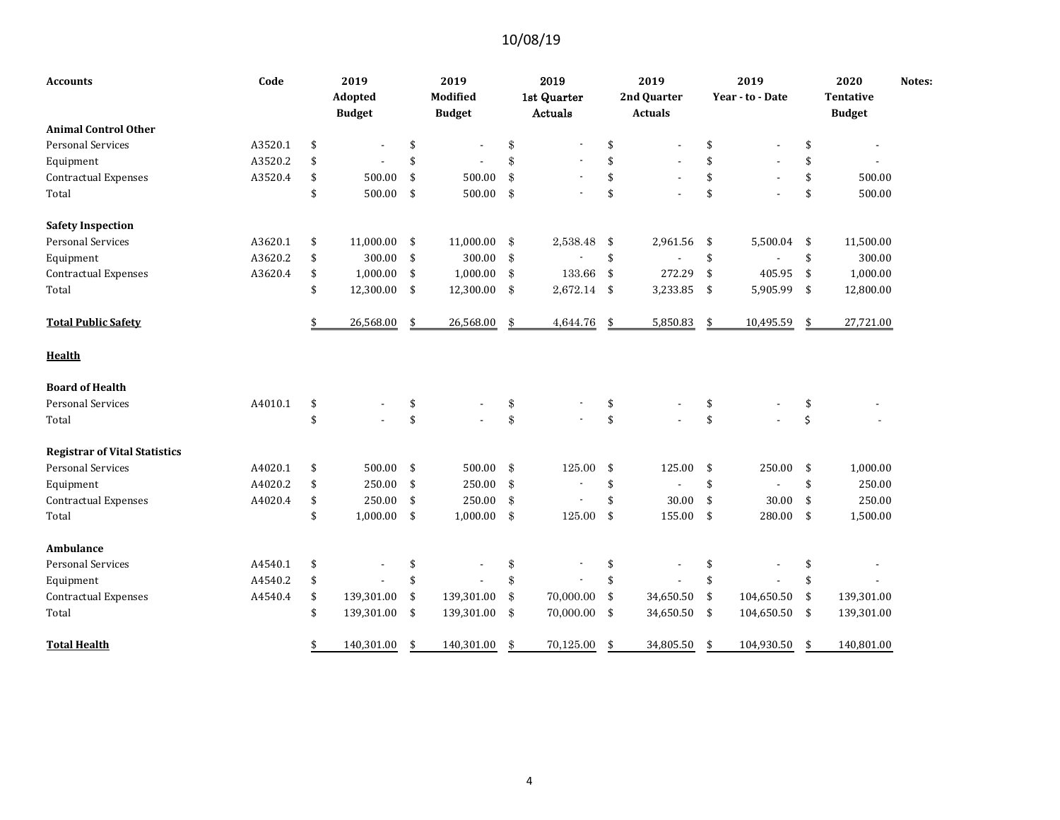10/08/19

| Accounts | Code | 2019 Adopted Budget | 2019 Modified Budget | 2019 1st Quarter Actuals | 2019 2nd Quarter Actuals | 2019 Year - to - Date | 2020 Tentative Budget | Notes: |
|---|---|---|---|---|---|---|---|---|
| **Animal Control Other** | | | | | | | | |
| Personal Services | A3520.1 | $ - | $ - | $ - | $ - | $ - | $ - | |
| Equipment | A3520.2 | $ - | $ - | $ - | $ - | $ - | $ - | |
| Contractual Expenses | A3520.4 | $ 500.00 | $ 500.00 | $ - | $ - | $ - | $ 500.00 | |
| Total | | $ 500.00 | $ 500.00 | $ - | $ - | $ - | $ 500.00 | |
| | | | | | | | | |
| **Safety Inspection** | | | | | | | | |
| Personal Services | A3620.1 | $ 11,000.00 | $ 11,000.00 | $ 2,538.48 | $ 2,961.56 | $ 5,500.04 | $ 11,500.00 | |
| Equipment | A3620.2 | $ 300.00 | $ 300.00 | $ - | $ - | $ - | $ 300.00 | |
| Contractual Expenses | A3620.4 | $ 1,000.00 | $ 1,000.00 | $ 133.66 | $ 272.29 | $ 405.95 | $ 1,000.00 | |
| Total | | $ 12,300.00 | $ 12,300.00 | $ 2,672.14 | $ 3,233.85 | $ 5,905.99 | $ 12,800.00 | |
| | | | | | | | | |
| **Total Public Safety** | | $ 26,568.00 | $ 26,568.00 | $ 4,644.76 | $ 5,850.83 | $ 10,495.59 | $ 27,721.00 | |
| | | | | | | | | |
| **Health** | | | | | | | | |
| | | | | | | | | |
| **Board of Health** | | | | | | | | |
| Personal Services | A4010.1 | $ - | $ - | $ - | $ - | $ - | $ - | |
| Total | | $ - | $ - | $ - | $ - | $ - | $ - | |
| | | | | | | | | |
| **Registrar of Vital Statistics** | | | | | | | | |
| Personal Services | A4020.1 | $ 500.00 | $ 500.00 | $ 125.00 | $ 125.00 | $ 250.00 | $ 1,000.00 | |
| Equipment | A4020.2 | $ 250.00 | $ 250.00 | $ - | $ - | $ - | $ 250.00 | |
| Contractual Expenses | A4020.4 | $ 250.00 | $ 250.00 | $ - | $ 30.00 | $ 30.00 | $ 250.00 | |
| Total | | $ 1,000.00 | $ 1,000.00 | $ 125.00 | $ 155.00 | $ 280.00 | $ 1,500.00 | |
| | | | | | | | | |
| **Ambulance** | | | | | | | | |
| Personal Services | A4540.1 | $ - | $ - | $ - | $ - | $ - | $ - | |
| Equipment | A4540.2 | $ - | $ - | $ - | $ - | $ - | $ - | |
| Contractual Expenses | A4540.4 | $ 139,301.00 | $ 139,301.00 | $ 70,000.00 | $ 34,650.50 | $ 104,650.50 | $ 139,301.00 | |
| Total | | $ 139,301.00 | $ 139,301.00 | $ 70,000.00 | $ 34,650.50 | $ 104,650.50 | $ 139,301.00 | |
| | | | | | | | | |
| **Total Health** | | $ 140,301.00 | $ 140,301.00 | $ 70,125.00 | $ 34,805.50 | $ 104,930.50 | $ 140,801.00 | |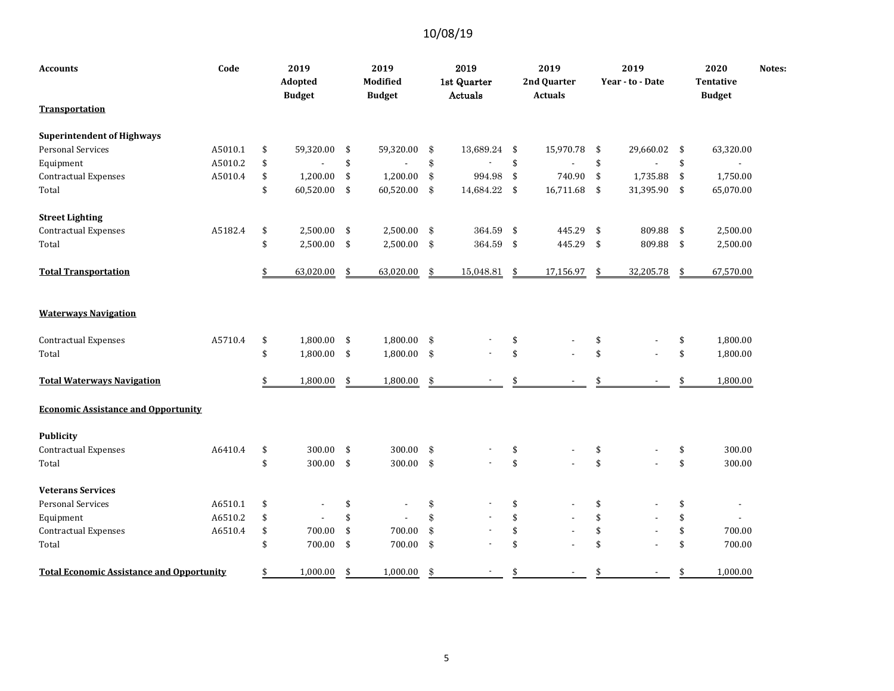10/08/19

| Accounts | Code | 2019 Adopted Budget | 2019 Modified Budget | 2019 1st Quarter Actuals | 2019 2nd Quarter Actuals | 2019 Year - to - Date | 2020 Tentative Budget | Notes: |
|---|---|---|---|---|---|---|---|---|
| **Transportation** | | | | | | | | |
| **Superintendent of Highways** | | | | | | | | |
| Personal Services | A5010.1 | $ 59,320.00 | $ 59,320.00 | $ 13,689.24 | $ 15,970.78 | $ 29,660.02 | $ 63,320.00 | |
| Equipment | A5010.2 | $ - | $ - | $ - | $ - | $ - | $ - | |
| Contractual Expenses | A5010.4 | $ 1,200.00 | $ 1,200.00 | $ 994.98 | $ 740.90 | $ 1,735.88 | $ 1,750.00 | |
| Total | | $ 60,520.00 | $ 60,520.00 | $ 14,684.22 | $ 16,711.68 | $ 31,395.90 | $ 65,070.00 | |
| **Street Lighting** | | | | | | | | |
| Contractual Expenses | A5182.4 | $ 2,500.00 | $ 2,500.00 | $ 364.59 | $ 445.29 | $ 809.88 | $ 2,500.00 | |
| Total | | $ 2,500.00 | $ 2,500.00 | $ 364.59 | $ 445.29 | $ 809.88 | $ 2,500.00 | |
| **Total Transportation** | | $ 63,020.00 | $ 63,020.00 | $ 15,048.81 | $ 17,156.97 | $ 32,205.78 | $ 67,570.00 | |
| **Waterways Navigation** | | | | | | | | |
| Contractual Expenses | A5710.4 | $ 1,800.00 | $ 1,800.00 | $ - | $ - | $ - | $ 1,800.00 | |
| Total | | $ 1,800.00 | $ 1,800.00 | $ - | $ - | $ - | $ 1,800.00 | |
| **Total Waterways Navigation** | | $ 1,800.00 | $ 1,800.00 | $ - | $ - | $ - | $ 1,800.00 | |
| **Economic Assistance and Opportunity** | | | | | | | | |
| **Publicity** | | | | | | | | |
| Contractual Expenses | A6410.4 | $ 300.00 | $ 300.00 | $ - | $ - | $ - | $ 300.00 | |
| Total | | $ 300.00 | $ 300.00 | $ - | $ - | $ - | $ 300.00 | |
| **Veterans Services** | | | | | | | | |
| Personal Services | A6510.1 | $ - | $ - | $ - | $ - | $ - | $ - | |
| Equipment | A6510.2 | $ - | $ - | $ - | $ - | $ - | $ - | |
| Contractual Expenses | A6510.4 | $ 700.00 | $ 700.00 | $ - | $ - | $ - | $ 700.00 | |
| Total | | $ 700.00 | $ 700.00 | $ - | $ - | $ - | $ 700.00 | |
| **Total Economic Assistance and Opportunity** | | $ 1,000.00 | $ 1,000.00 | $ - | $ - | $ - | $ 1,000.00 | |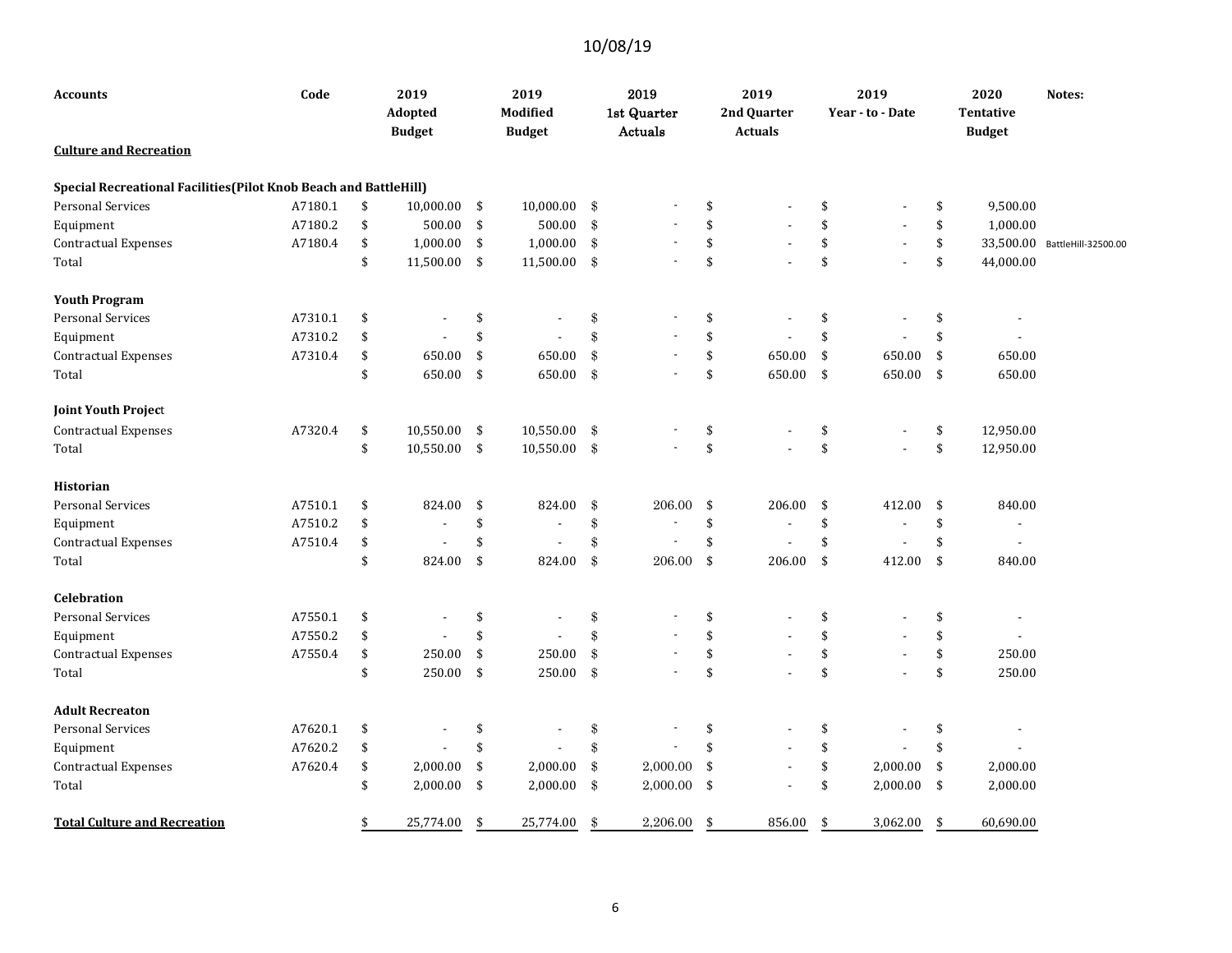10/08/19

| Accounts | Code | 2019 Adopted Budget | 2019 Modified Budget | 2019 1st Quarter Actuals | 2019 2nd Quarter Actuals | 2019 Year - to - Date | 2020 Tentative Budget | Notes: |
|---|---|---|---|---|---|---|---|---|
| **Culture and Recreation** | | | | | | | | |
| | | | | | | | | |
| **Special Recreational Facilities(Pilot Knob Beach and BattleHill)** | | | | | | | | |
| Personal Services | A7180.1 | $ 10,000.00 | $ 10,000.00 | $ - | $ - | $ - | $ 9,500.00 | |
| Equipment | A7180.2 | $ 500.00 | $ 500.00 | $ - | $ - | $ - | $ 1,000.00 | |
| Contractual Expenses | A7180.4 | $ 1,000.00 | $ 1,000.00 | $ - | $ - | $ - | $ 33,500.00 | BattleHill-32500.00 |
| Total | | $ 11,500.00 | $ 11,500.00 | $ - | $ - | $ - | $ 44,000.00 | |
| | | | | | | | | |
| **Youth Program** | | | | | | | | |
| Personal Services | A7310.1 | $ - | $ - | $ - | $ - | $ - | $ - | |
| Equipment | A7310.2 | $ - | $ - | $ - | $ - | $ - | $ - | |
| Contractual Expenses | A7310.4 | $ 650.00 | $ 650.00 | $ - | $ 650.00 | $ 650.00 | $ 650.00 | |
| Total | | $ 650.00 | $ 650.00 | $ - | $ 650.00 | $ 650.00 | $ 650.00 | |
| | | | | | | | | |
| **Joint Youth Project** | | | | | | | | |
| Contractual Expenses | A7320.4 | $ 10,550.00 | $ 10,550.00 | $ - | $ - | $ - | $ 12,950.00 | |
| Total | | $ 10,550.00 | $ 10,550.00 | $ - | $ - | $ - | $ 12,950.00 | |
| | | | | | | | | |
| **Historian** | | | | | | | | |
| Personal Services | A7510.1 | $ 824.00 | $ 824.00 | $ 206.00 | $ 206.00 | $ 412.00 | $ 840.00 | |
| Equipment | A7510.2 | $ - | $ - | $ - | $ - | $ - | $ - | |
| Contractual Expenses | A7510.4 | $ - | $ - | $ - | $ - | $ - | $ - | |
| Total | | $ 824.00 | $ 824.00 | $ 206.00 | $ 206.00 | $ 412.00 | $ 840.00 | |
| | | | | | | | | |
| **Celebration** | | | | | | | | |
| Personal Services | A7550.1 | $ - | $ - | $ - | $ - | $ - | $ - | |
| Equipment | A7550.2 | $ - | $ - | $ - | $ - | $ - | $ - | |
| Contractual Expenses | A7550.4 | $ 250.00 | $ 250.00 | $ - | $ - | $ - | $ 250.00 | |
| Total | | $ 250.00 | $ 250.00 | $ - | $ - | $ - | $ 250.00 | |
| | | | | | | | | |
| **Adult Recreaton** | | | | | | | | |
| Personal Services | A7620.1 | $ - | $ - | $ - | $ - | $ - | $ - | |
| Equipment | A7620.2 | $ - | $ - | $ - | $ - | $ - | $ - | |
| Contractual Expenses | A7620.4 | $ 2,000.00 | $ 2,000.00 | $ 2,000.00 | $ - | $ 2,000.00 | $ 2,000.00 | |
| Total | | $ 2,000.00 | $ 2,000.00 | $ 2,000.00 | $ - | $ 2,000.00 | $ 2,000.00 | |
| | | | | | | | | |
| **Total Culture and Recreation** | | $ 25,774.00 | $ 25,774.00 | $ 2,206.00 | $ 856.00 | $ 3,062.00 | $ 60,690.00 | |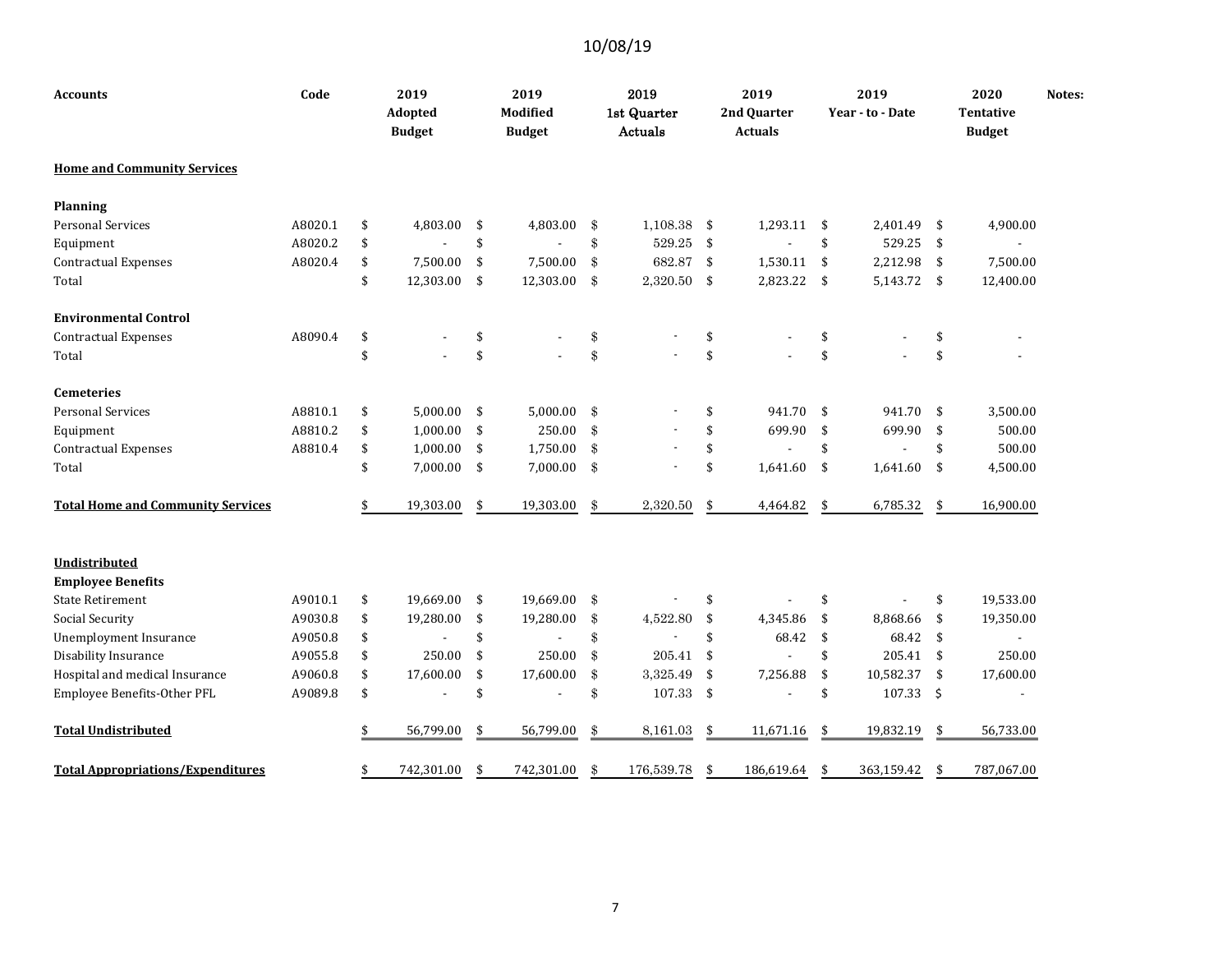10/08/19

| Accounts | Code | 2019 Adopted Budget | 2019 Modified Budget | 2019 1st Quarter Actuals | 2019 2nd Quarter Actuals | 2019 Year - to - Date | 2020 Tentative Budget | Notes: |
|---|---|---|---|---|---|---|---|---|
| **Home and Community Services** | | | | | | | | |
| **Planning** | | | | | | | | |
| Personal Services | A8020.1 | $ 4,803.00 | $ 4,803.00 | $ 1,108.38 | $ 1,293.11 | $ 2,401.49 | $ 4,900.00 | |
| Equipment | A8020.2 | $ - | $ - | $ 529.25 | $ - | $ 529.25 | $ - | |
| Contractual Expenses | A8020.4 | $ 7,500.00 | $ 7,500.00 | $ 682.87 | $ 1,530.11 | $ 2,212.98 | $ 7,500.00 | |
| Total | | $ 12,303.00 | $ 12,303.00 | $ 2,320.50 | $ 2,823.22 | $ 5,143.72 | $ 12,400.00 | |
| **Environmental Control** | | | | | | | | |
| Contractual Expenses | A8090.4 | $ - | $ - | $ - | $ - | $ - | $ - | |
| Total | | $ - | $ - | $ - | $ - | $ - | $ - | |
| **Cemeteries** | | | | | | | | |
| Personal Services | A8810.1 | $ 5,000.00 | $ 5,000.00 | $ - | $ 941.70 | $ 941.70 | $ 3,500.00 | |
| Equipment | A8810.2 | $ 1,000.00 | $ 250.00 | $ - | $ 699.90 | $ 699.90 | $ 500.00 | |
| Contractual Expenses | A8810.4 | $ 1,000.00 | $ 1,750.00 | $ - | $ - | $ - | $ 500.00 | |
| Total | | $ 7,000.00 | $ 7,000.00 | $ - | $ 1,641.60 | $ 1,641.60 | $ 4,500.00 | |
| **Total Home and Community Services** | | $ 19,303.00 | $ 19,303.00 | $ 2,320.50 | $ 4,464.82 | $ 6,785.32 | $ 16,900.00 | |
| **Undistributed** | | | | | | | | |
| **Employee Benefits** | | | | | | | | |
| State Retirement | A9010.1 | $ 19,669.00 | $ 19,669.00 | $ - | $ - | $ - | $ 19,533.00 | |
| Social Security | A9030.8 | $ 19,280.00 | $ 19,280.00 | $ 4,522.80 | $ 4,345.86 | $ 8,868.66 | $ 19,350.00 | |
| Unemployment Insurance | A9050.8 | $ - | $ - | $ - | $ 68.42 | $ 68.42 | $ - | |
| Disability Insurance | A9055.8 | $ 250.00 | $ 250.00 | $ 205.41 | $ - | $ 205.41 | $ 250.00 | |
| Hospital and medical Insurance | A9060.8 | $ 17,600.00 | $ 17,600.00 | $ 3,325.49 | $ 7,256.88 | $ 10,582.37 | $ 17,600.00 | |
| Employee Benefits-Other PFL | A9089.8 | $ - | $ - | $ 107.33 | $ - | $ 107.33 | $ - | |
| **Total Undistributed** | | $ 56,799.00 | $ 56,799.00 | $ 8,161.03 | $ 11,671.16 | $ 19,832.19 | $ 56,733.00 | |
| **Total Appropriations/Expenditures** | | $ 742,301.00 | $ 742,301.00 | $ 176,539.78 | $ 186,619.64 | $ 363,159.42 | $ 787,067.00 | |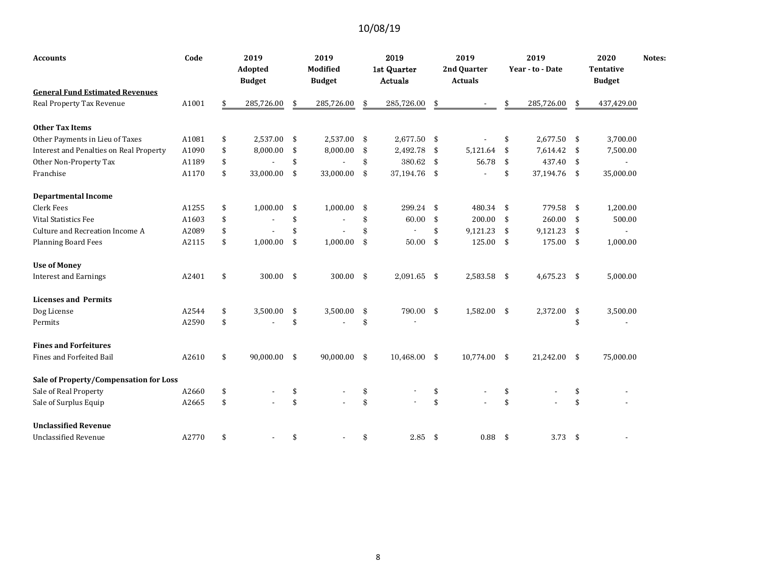10/08/19

| Accounts | Code | 2019 Adopted Budget | 2019 Modified Budget | 2019 1st Quarter Actuals | 2019 2nd Quarter Actuals | 2019 Year - to - Date | 2020 Tentative Budget | Notes: |
|---|---|---|---|---|---|---|---|---|
| **General Fund Estimated Revenues** | | | | | | | | |
| Real Property Tax Revenue | A1001 | $ 285,726.00 | $ 285,726.00 | $ 285,726.00 | $ - | $ 285,726.00 | $ 437,429.00 | |
| **Other Tax Items** | | | | | | | | |
| Other Payments in Lieu of Taxes | A1081 | $ 2,537.00 | $ 2,537.00 | $ 2,677.50 | $ - | $ 2,677.50 | $ 3,700.00 | |
| Interest and Penalties on Real Property | A1090 | $ 8,000.00 | $ 8,000.00 | $ 2,492.78 | $ 5,121.64 | $ 7,614.42 | $ 7,500.00 | |
| Other Non-Property Tax | A1189 | $ - | $ - | $ 380.62 | $ 56.78 | $ 437.40 | $ - | |
| Franchise | A1170 | $ 33,000.00 | $ 33,000.00 | $ 37,194.76 | $ - | $ 37,194.76 | $ 35,000.00 | |
| **Departmental Income** | | | | | | | | |
| Clerk Fees | A1255 | $ 1,000.00 | $ 1,000.00 | $ 299.24 | $ 480.34 | $ 779.58 | $ 1,200.00 | |
| Vital Statistics Fee | A1603 | $ - | $ - | $ 60.00 | $ 200.00 | $ 260.00 | $ 500.00 | |
| Culture and Recreation Income A | A2089 | $ - | $ - | $ - | $ 9,121.23 | $ 9,121.23 | $ - | |
| Planning Board Fees | A2115 | $ 1,000.00 | $ 1,000.00 | $ 50.00 | $ 125.00 | $ 175.00 | $ 1,000.00 | |
| **Use of Money** | | | | | | | | |
| Interest and Earnings | A2401 | $ 300.00 | $ 300.00 | $ 2,091.65 | $ 2,583.58 | $ 4,675.23 | $ 5,000.00 | |
| **Licenses and Permits** | | | | | | | | |
| Dog License | A2544 | $ 3,500.00 | $ 3,500.00 | $ 790.00 | $ 1,582.00 | $ 2,372.00 | $ 3,500.00 | |
| Permits | A2590 | $ - | $ - | $ - | | | $ - | |
| **Fines and Forfeitures** | | | | | | | | |
| Fines and Forfeited Bail | A2610 | $ 90,000.00 | $ 90,000.00 | $ 10,468.00 | $ 10,774.00 | $ 21,242.00 | $ 75,000.00 | |
| **Sale of Property/Compensation for Loss** | | | | | | | | |
| Sale of Real Property | A2660 | $ - | $ - | $ - | $ - | $ - | $ - | |
| Sale of Surplus Equip | A2665 | $ - | $ - | $ - | $ - | $ - | $ - | |
| **Unclassified Revenue** | | | | | | | | |
| Unclassified Revenue | A2770 | $ - | $ - | $ 2.85 | $ 0.88 | $ 3.73 | $ - | |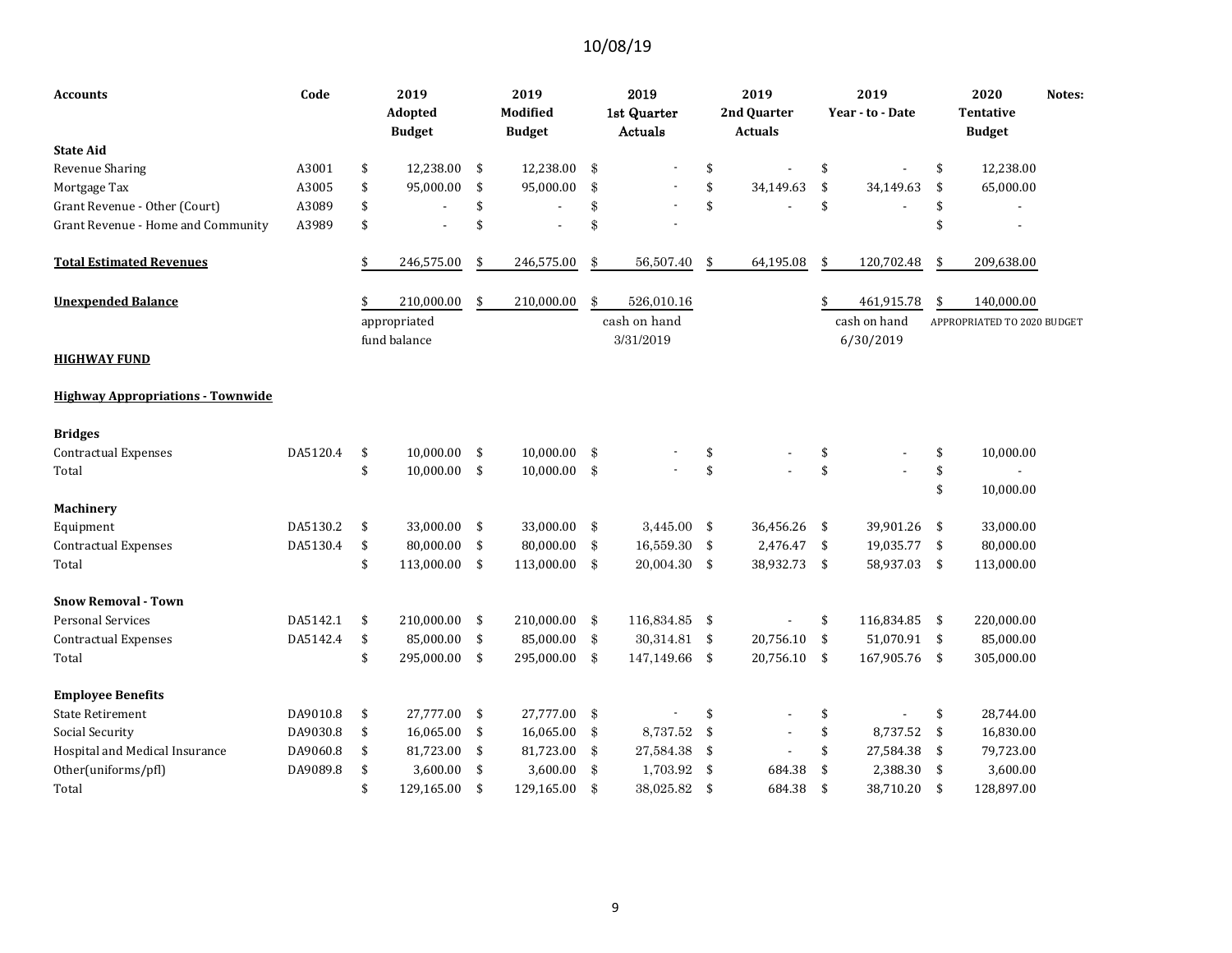10/08/19

| Accounts | Code | 2019 Adopted Budget | 2019 Modified Budget | 2019 1st Quarter Actuals | 2019 2nd Quarter Actuals | 2019 Year - to - Date | 2020 Tentative Budget | Notes: |
|---|---|---|---|---|---|---|---|---|
| **State Aid** | | | | | | | | |
| Revenue Sharing | A3001 | $ 12,238.00 | $ 12,238.00 | $ - | $ - | $ - | $ 12,238.00 | |
| Mortgage Tax | A3005 | $ 95,000.00 | $ 95,000.00 | $ - | $ 34,149.63 | $ 34,149.63 | $ 65,000.00 | |
| Grant Revenue - Other (Court) | A3089 | $ - | $ - | $ - | $ - | $ - | $ - | |
| Grant Revenue - Home and Community | A3989 | $ - | $ - | $ - | | | $ - | |
| **Total Estimated Revenues** | | $ 246,575.00 | $ 246,575.00 | $ 56,507.40 | $ 64,195.08 | $ 120,702.48 | $ 209,638.00 | |
| **Unexpended Balance** | | $ 210,000.00 | $ 210,000.00 | $ 526,010.16 | | $ 461,915.78 | $ 140,000.00 | |
| | | appropriated fund balance | | cash on hand 3/31/2019 | | cash on hand 6/30/2019 | APPROPRIATED TO 2020 BUDGET | |
| **HIGHWAY FUND** | | | | | | | | |
| **Highway Appropriations - Townwide** | | | | | | | | |
| **Bridges** | | | | | | | | |
| Contractual Expenses | DA5120.4 | $ 10,000.00 | $ 10,000.00 | $ - | $ - | $ - | $ 10,000.00 | |
| Total | | $ 10,000.00 | $ 10,000.00 | $ - | $ - | $ - | $ - | |
| | | | | | | | $ 10,000.00 | |
| **Machinery** | | | | | | | | |
| Equipment | DA5130.2 | $ 33,000.00 | $ 33,000.00 | $ 3,445.00 | $ 36,456.26 | $ 39,901.26 | $ 33,000.00 | |
| Contractual Expenses | DA5130.4 | $ 80,000.00 | $ 80,000.00 | $ 16,559.30 | $ 2,476.47 | $ 19,035.77 | $ 80,000.00 | |
| Total | | $ 113,000.00 | $ 113,000.00 | $ 20,004.30 | $ 38,932.73 | $ 58,937.03 | $ 113,000.00 | |
| **Snow Removal - Town** | | | | | | | | |
| Personal Services | DA5142.1 | $ 210,000.00 | $ 210,000.00 | $ 116,834.85 | $ - | $ 116,834.85 | $ 220,000.00 | |
| Contractual Expenses | DA5142.4 | $ 85,000.00 | $ 85,000.00 | $ 30,314.81 | $ 20,756.10 | $ 51,070.91 | $ 85,000.00 | |
| Total | | $ 295,000.00 | $ 295,000.00 | $ 147,149.66 | $ 20,756.10 | $ 167,905.76 | $ 305,000.00 | |
| **Employee Benefits** | | | | | | | | |
| State Retirement | DA9010.8 | $ 27,777.00 | $ 27,777.00 | $ - | $ - | $ - | $ 28,744.00 | |
| Social Security | DA9030.8 | $ 16,065.00 | $ 16,065.00 | $ 8,737.52 | $ - | $ 8,737.52 | $ 16,830.00 | |
| Hospital and Medical Insurance | DA9060.8 | $ 81,723.00 | $ 81,723.00 | $ 27,584.38 | $ - | $ 27,584.38 | $ 79,723.00 | |
| Other(uniforms/pfl) | DA9089.8 | $ 3,600.00 | $ 3,600.00 | $ 1,703.92 | $ 684.38 | $ 2,388.30 | $ 3,600.00 | |
| Total | | $ 129,165.00 | $ 129,165.00 | $ 38,025.82 | $ 684.38 | $ 38,710.20 | $ 128,897.00 | |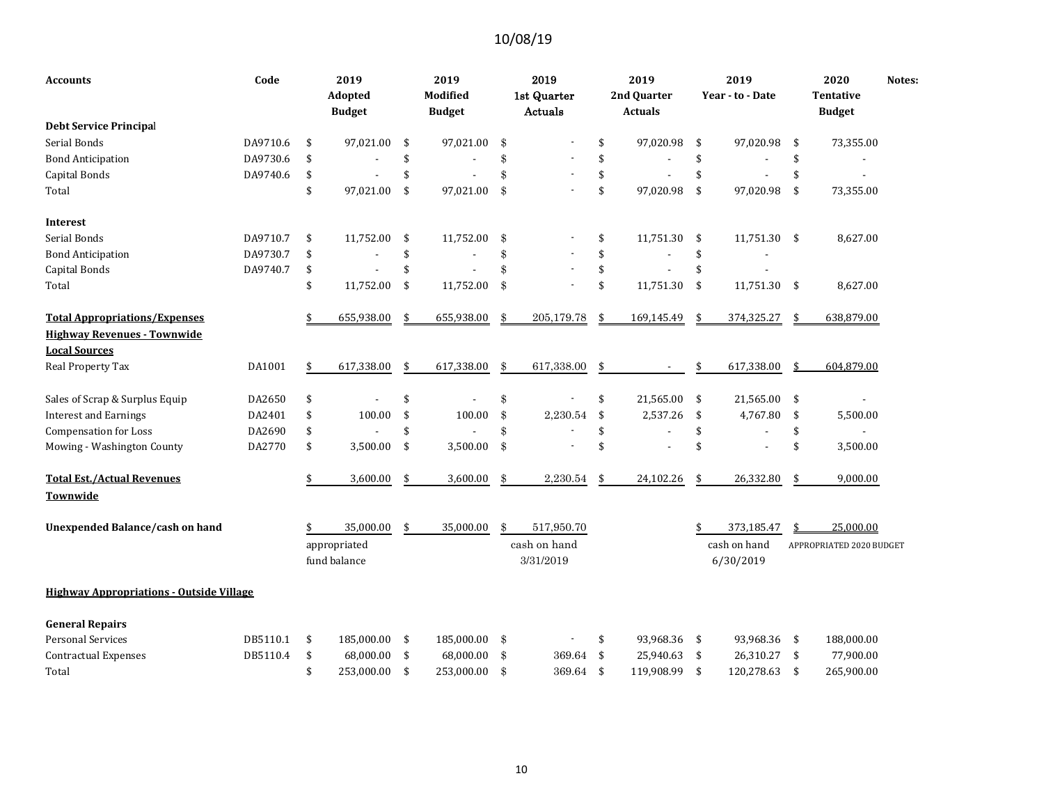10/08/19

| Accounts | Code | 2019 Adopted Budget | 2019 Modified Budget | 2019 1st Quarter Actuals | 2019 2nd Quarter Actuals | 2019 Year - to - Date | 2020 Tentative Budget | Notes: |
|---|---|---|---|---|---|---|---|---|
| **Debt Service Principal** | | | | | | | | |
| Serial Bonds | DA9710.6 | $ 97,021.00 | $ 97,021.00 | $ - | $ 97,020.98 | $ 97,020.98 | $ 73,355.00 | |
| Bond Anticipation | DA9730.6 | $ - | $ - | $ - | $ - | $ - | $ - | |
| Capital Bonds | DA9740.6 | $ - | $ - | $ - | $ - | $ - | $ - | |
| Total | | $ 97,021.00 | $ 97,021.00 | $ - | $ 97,020.98 | $ 97,020.98 | $ 73,355.00 | |
| **Interest** | | | | | | | | |
| Serial Bonds | DA9710.7 | $ 11,752.00 | $ 11,752.00 | $ - | $ 11,751.30 | $ 11,751.30 | $ 8,627.00 | |
| Bond Anticipation | DA9730.7 | $ - | $ - | $ - | $ - | $ - | | |
| Capital Bonds | DA9740.7 | $ - | $ - | $ - | $ - | $ - | | |
| Total | | $ 11,752.00 | $ 11,752.00 | $ - | $ 11,751.30 | $ 11,751.30 | $ 8,627.00 | |
| **Total Appropriations/Expenses** | | $ 655,938.00 | $ 655,938.00 | $ 205,179.78 | $ 169,145.49 | $ 374,325.27 | $ 638,879.00 | |
| **Highway Revenues - Townwide** | | | | | | | | |
| **Local Sources** | | | | | | | | |
| Real Property Tax | DA1001 | $ 617,338.00 | $ 617,338.00 | $ 617,338.00 | $ - | $ 617,338.00 | $ 604,879.00 | |
| Sales of Scrap & Surplus Equip | DA2650 | $ - | $ - | $ - | $ 21,565.00 | $ 21,565.00 | $ - | |
| Interest and Earnings | DA2401 | $ 100.00 | $ 100.00 | $ 2,230.54 | $ 2,537.26 | $ 4,767.80 | $ 5,500.00 | |
| Compensation for Loss | DA2690 | $ - | $ - | $ - | $ - | $ - | $ - | |
| Mowing - Washington County | DA2770 | $ 3,500.00 | $ 3,500.00 | $ - | $ - | $ - | $ 3,500.00 | |
| **Total Est./Actual Revenues Townwide** | | $ 3,600.00 | $ 3,600.00 | $ 2,230.54 | $ 24,102.26 | $ 26,332.80 | $ 9,000.00 | |
| **Unexpended Balance/cash on hand** | | $ 35,000.00 | $ 35,000.00 | $ 517,950.70 | | $ 373,185.47 | $ 25,000.00 | |
| | | appropriated fund balance | | cash on hand 3/31/2019 | | cash on hand 6/30/2019 | APPROPRIATED 2020 BUDGET | |
| **Highway Appropriations - Outside Village** | | | | | | | | |
| **General Repairs** | | | | | | | | |
| Personal Services | DB5110.1 | $ 185,000.00 | $ 185,000.00 | $ - | $ 93,968.36 | $ 93,968.36 | $ 188,000.00 | |
| Contractual Expenses | DB5110.4 | $ 68,000.00 | $ 68,000.00 | $ 369.64 | $ 25,940.63 | $ 26,310.27 | $ 77,900.00 | |
| Total | | $ 253,000.00 | $ 253,000.00 | $ 369.64 | $ 119,908.99 | $ 120,278.63 | $ 265,900.00 | |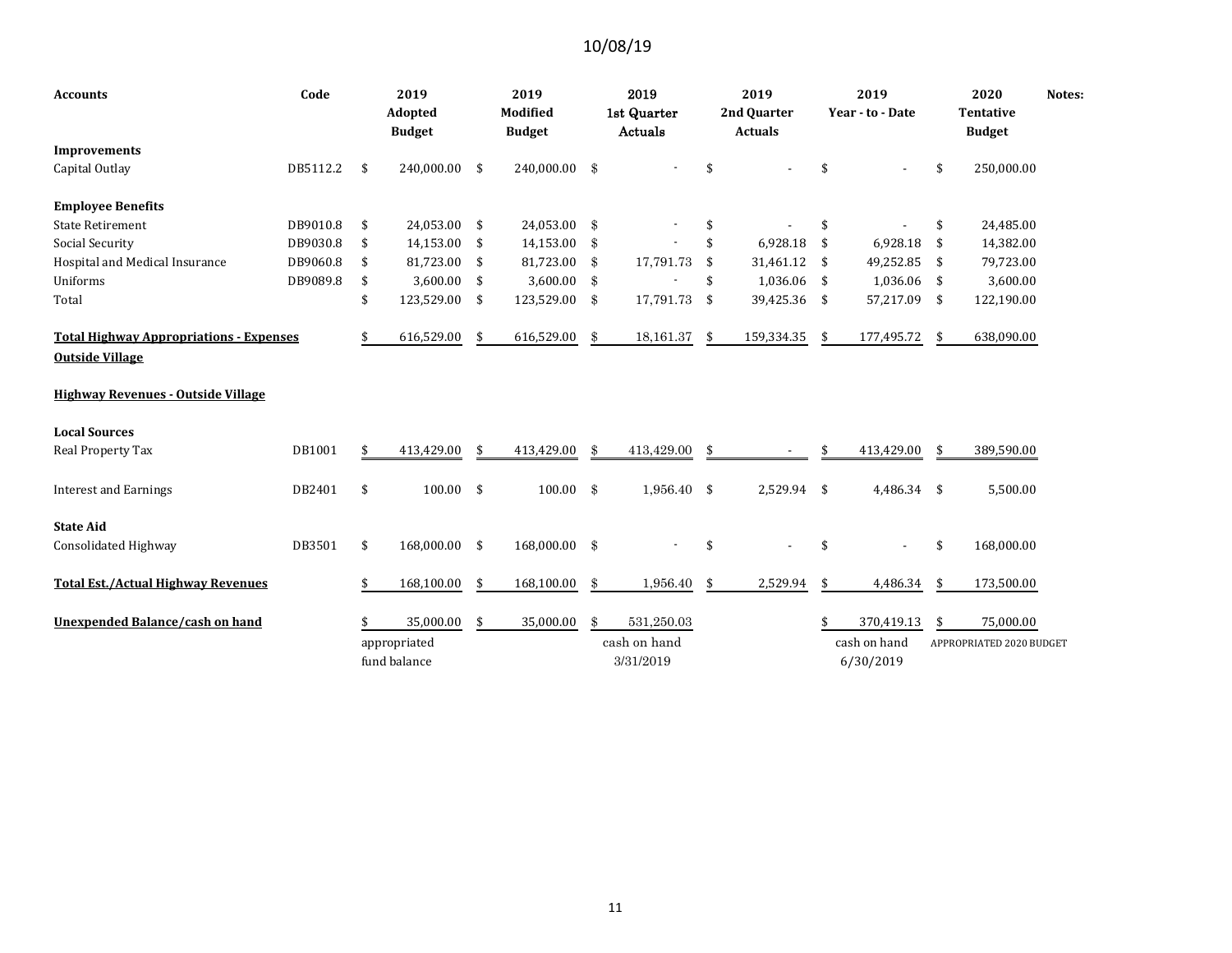10/08/19

| Accounts | Code | 2019 Adopted Budget | 2019 Modified Budget | 2019 1st Quarter Actuals | 2019 2nd Quarter Actuals | 2019 Year - to - Date | 2020 Tentative Budget | Notes: |
|---|---|---|---|---|---|---|---|---|
| **Improvements** | | | | | | | | |
| Capital Outlay | DB5112.2 | $ 240,000.00 | $ 240,000.00 | $ - | $ - | $ - | $ 250,000.00 | |
| **Employee Benefits** | | | | | | | | |
| State Retirement | DB9010.8 | $ 24,053.00 | $ 24,053.00 | $ - | $ - | $ - | $ 24,485.00 | |
| Social Security | DB9030.8 | $ 14,153.00 | $ 14,153.00 | $ - | $ 6,928.18 | $ 6,928.18 | $ 14,382.00 | |
| Hospital and Medical Insurance | DB9060.8 | $ 81,723.00 | $ 81,723.00 | $ 17,791.73 | $ 31,461.12 | $ 49,252.85 | $ 79,723.00 | |
| Uniforms | DB9089.8 | $ 3,600.00 | $ 3,600.00 | $ - | $ 1,036.06 | $ 1,036.06 | $ 3,600.00 | |
| Total | | $ 123,529.00 | $ 123,529.00 | $ 17,791.73 | $ 39,425.36 | $ 57,217.09 | $ 122,190.00 | |
| **Total Highway Appropriations - Expenses Outside Village** | | $ 616,529.00 | $ 616,529.00 | $ 18,161.37 | $ 159,334.35 | $ 177,495.72 | $ 638,090.00 | |
| **Highway Revenues - Outside Village** | | | | | | | | |
| **Local Sources** | | | | | | | | |
| Real Property Tax | DB1001 | $ 413,429.00 | $ 413,429.00 | $ 413,429.00 | $ - | $ 413,429.00 | $ 389,590.00 | |
| Interest and Earnings | DB2401 | $ 100.00 | $ 100.00 | $ 1,956.40 | $ 2,529.94 | $ 4,486.34 | $ 5,500.00 | |
| **State Aid** | | | | | | | | |
| Consolidated Highway | DB3501 | $ 168,000.00 | $ 168,000.00 | $ - | $ - | $ - | $ 168,000.00 | |
| **Total Est./Actual Highway Revenues** | | $ 168,100.00 | $ 168,100.00 | $ 1,956.40 | $ 2,529.94 | $ 4,486.34 | $ 173,500.00 | |
| **Unexpended Balance/cash on hand** | | $ 35,000.00 | $ 35,000.00 | $ 531,250.03 | | $ 370,419.13 | $ 75,000.00 | |
| | | appropriated fund balance | | cash on hand 3/31/2019 | | cash on hand 6/30/2019 | APPROPRIATED 2020 BUDGET | |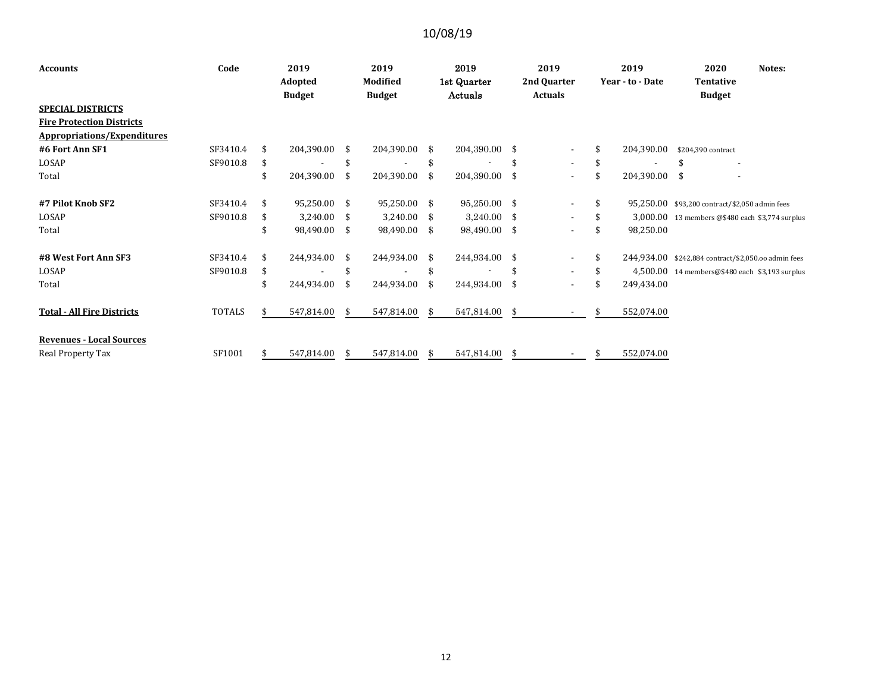10/08/19

| Accounts | Code | 2019 Adopted Budget | 2019 Modified Budget | 2019 1st Quarter Actuals | 2019 2nd Quarter Actuals | 2019 Year - to - Date | 2020 Tentative Budget | Notes: |
|---|---|---|---|---|---|---|---|---|
| **SPECIAL DISTRICTS** | | | | | | | | |
| **Fire Protection Districts** | | | | | | | | |
| **Appropriations/Expenditures** | | | | | | | | |
| **#6 Fort Ann SF1** | SF3410.4 | $ 204,390.00 | $ 204,390.00 | $ 204,390.00 | $ - | $ 204,390.00 | $204,390 contract | |
| LOSAP | SF9010.8 | $ - | $ - | $ - | $ - | $ - | $ - | |
| Total | | $ 204,390.00 | $ 204,390.00 | $ 204,390.00 | $ - | $ 204,390.00 | $ - | |
| **#7 Pilot Knob SF2** | SF3410.4 | $ 95,250.00 | $ 95,250.00 | $ 95,250.00 | $ - | $ 95,250.00 | $93,200 contract/$2,050 admin fees | |
| LOSAP | SF9010.8 | $ 3,240.00 | $ 3,240.00 | $ 3,240.00 | $ - | $ 3,000.00 | 13 members @$480 each $3,774 surplus | |
| Total | | $ 98,490.00 | $ 98,490.00 | $ 98,490.00 | $ - | $ 98,250.00 | | |
| **#8 West Fort Ann SF3** | SF3410.4 | $ 244,934.00 | $ 244,934.00 | $ 244,934.00 | $ - | $ 244,934.00 | $242,884 contract/$2,050.oo admin fees | |
| LOSAP | SF9010.8 | $ - | $ - | $ - | $ - | $ 4,500.00 | 14 members@$480 each $3,193 surplus | |
| Total | | $ 244,934.00 | $ 244,934.00 | $ 244,934.00 | $ - | $ 249,434.00 | | |
| **Total - All Fire Districts** | TOTALS | $ 547,814.00 | $ 547,814.00 | $ 547,814.00 | $ - | $ 552,074.00 | | |
| **Revenues - Local Sources** | | | | | | | | |
| Real Property Tax | SF1001 | $ 547,814.00 | $ 547,814.00 | $ 547,814.00 | $ - | $ 552,074.00 | | |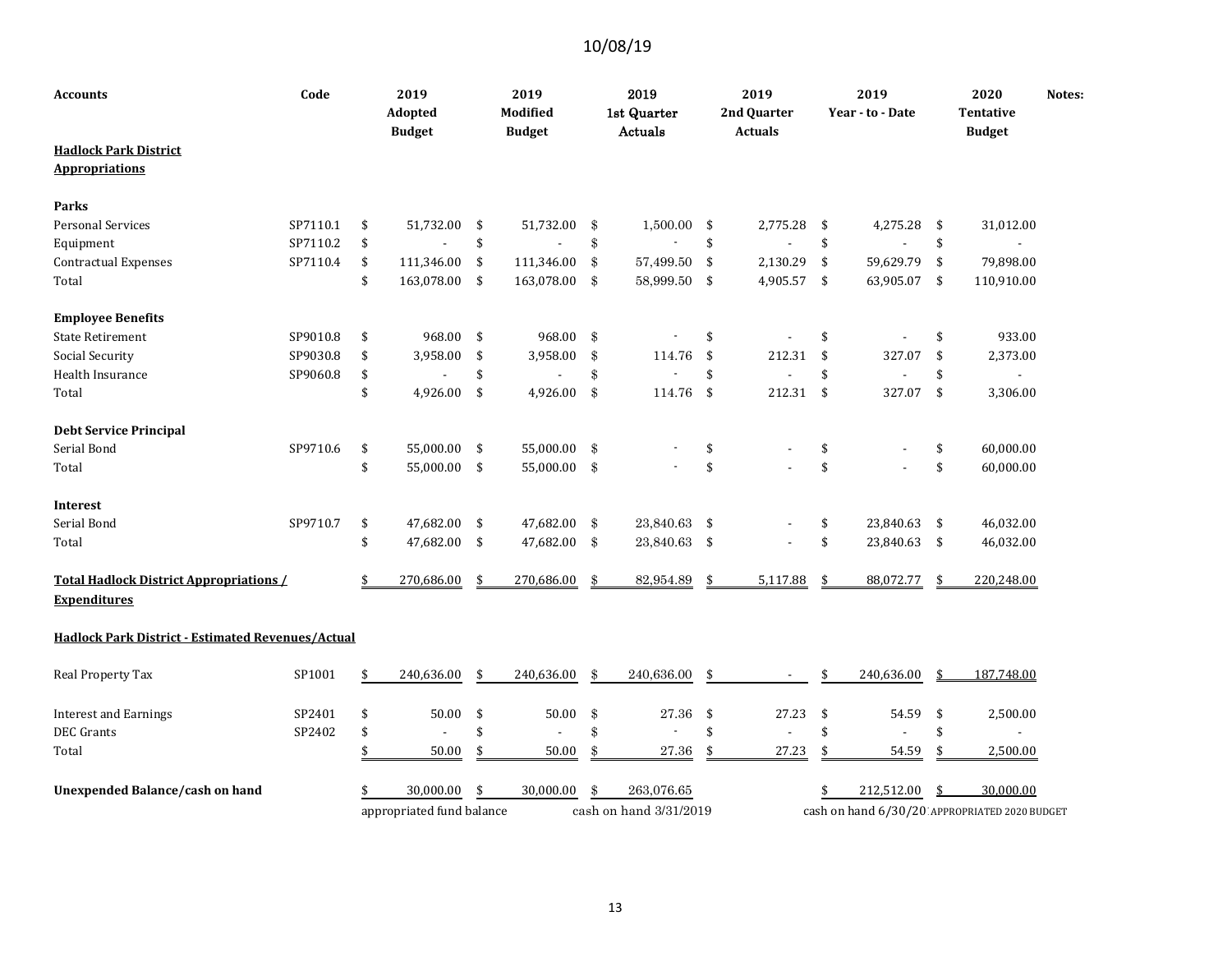10/08/19

| Accounts | Code | 2019 Adopted Budget | 2019 Modified Budget | 2019 1st Quarter Actuals | 2019 2nd Quarter Actuals | 2019 Year - to - Date | 2020 Tentative Budget | Notes: |
|---|---|---|---|---|---|---|---|---|
| **Hadlock Park District** | | | | | | | | |
| **Appropriations** | | | | | | | | |
| **Parks** | | | | | | | | |
| Personal Services | SP7110.1 | $ 51,732.00 | $ 51,732.00 | $ 1,500.00 | $ 2,775.28 | $ 4,275.28 | $ 31,012.00 | |
| Equipment | SP7110.2 | $ - | $ - | $ - | $ - | $ - | $ - | |
| Contractual Expenses | SP7110.4 | $ 111,346.00 | $ 111,346.00 | $ 57,499.50 | $ 2,130.29 | $ 59,629.79 | $ 79,898.00 | |
| Total | | $ 163,078.00 | $ 163,078.00 | $ 58,999.50 | $ 4,905.57 | $ 63,905.07 | $ 110,910.00 | |
| **Employee Benefits** | | | | | | | | |
| State Retirement | SP9010.8 | $ 968.00 | $ 968.00 | $ - | $ - | $ - | $ 933.00 | |
| Social Security | SP9030.8 | $ 3,958.00 | $ 3,958.00 | $ 114.76 | $ 212.31 | $ 327.07 | $ 2,373.00 | |
| Health Insurance | SP9060.8 | $ - | $ - | $ - | $ - | $ - | $ - | |
| Total | | $ 4,926.00 | $ 4,926.00 | $ 114.76 | $ 212.31 | $ 327.07 | $ 3,306.00 | |
| **Debt Service Principal** | | | | | | | | |
| Serial Bond | SP9710.6 | $ 55,000.00 | $ 55,000.00 | $ - | $ - | $ - | $ 60,000.00 | |
| Total | | $ 55,000.00 | $ 55,000.00 | $ - | $ - | $ - | $ 60,000.00 | |
| **Interest** | | | | | | | | |
| Serial Bond | SP9710.7 | $ 47,682.00 | $ 47,682.00 | $ 23,840.63 | $ - | $ 23,840.63 | $ 46,032.00 | |
| Total | | $ 47,682.00 | $ 47,682.00 | $ 23,840.63 | $ - | $ 23,840.63 | $ 46,032.00 | |
| **Total Hadlock District Appropriations / Expenditures** | | $ 270,686.00 | $ 270,686.00 | $ 82,954.89 | $ 5,117.88 | $ 88,072.77 | $ 220,248.00 | |
| **Hadlock Park District - Estimated Revenues/Actual** | | | | | | | | |
| Real Property Tax | SP1001 | $ 240,636.00 | $ 240,636.00 | $ 240,636.00 | $ - | $ 240,636.00 | $ 187,748.00 | |
| Interest and Earnings | SP2401 | $ 50.00 | $ 50.00 | $ 27.36 | $ 27.23 | $ 54.59 | $ 2,500.00 | |
| DEC Grants | SP2402 | $ - | $ - | $ - | $ - | $ - | $ - | |
| Total | | $ 50.00 | $ 50.00 | $ 27.36 | $ 27.23 | $ 54.59 | $ 2,500.00 | |
| **Unexpended Balance/cash on hand** | | $ 30,000.00 | $ 30,000.00 | $ 263,076.65 | | $ 212,512.00 | $ 30,000.00 | |
| | | appropriated fund balance | | cash on hand 3/31/2019 | | cash on hand 6/30/20 | APPROPRIATED 2020 BUDGET | |